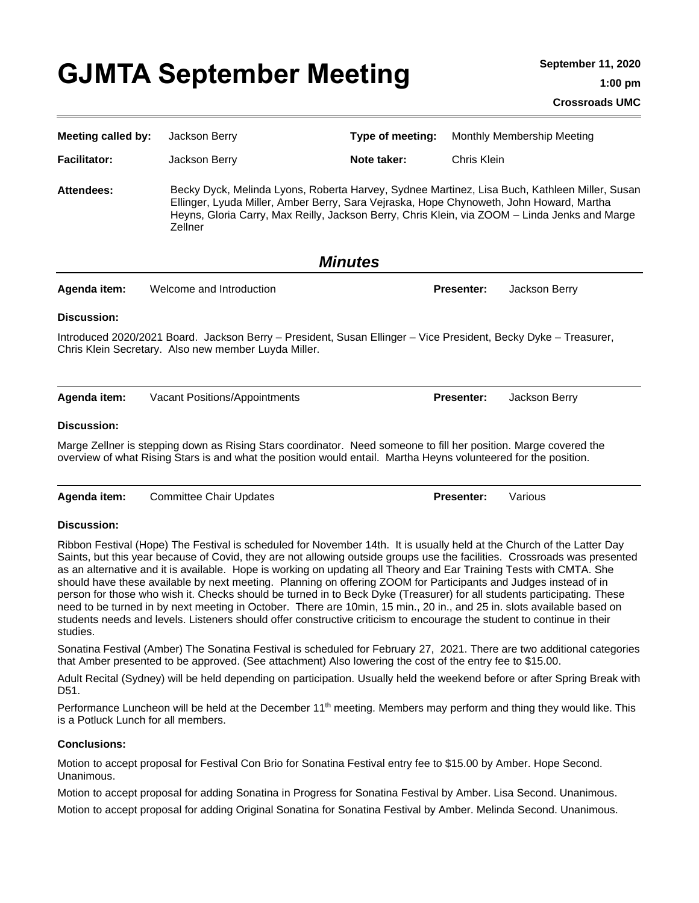# GJMTA September Meeting

**September 11, 2020**

**1:00 pm**

**Crossroads UMC**

| | | | |
|---|---|---|---|
| **Meeting called by:** | Jackson Berry | **Type of meeting:** | Monthly Membership Meeting |
| **Facilitator:** | Jackson Berry | **Note taker:** | Chris Klein |

**Attendees:** Becky Dyck, Melinda Lyons, Roberta Harvey, Sydnee Martinez, Lisa Buch, Kathleen Miller, Susan Ellinger, Lyuda Miller, Amber Berry, Sara Vejraska, Hope Chynoweth, John Howard, Martha Heyns, Gloria Carry, Max Reilly, Jackson Berry, Chris Klein, via ZOOM – Linda Jenks and Marge Zellner

## *Minutes*

**Agenda item:** Welcome and Introduction **Presenter:** Jackson Berry

**Discussion:**

Introduced 2020/2021 Board. Jackson Berry – President, Susan Ellinger – Vice President, Becky Dyke – Treasurer, Chris Klein Secretary. Also new member Luyda Miller.

---

**Agenda item:** Vacant Positions/Appointments **Presenter:** Jackson Berry

**Discussion:**

Marge Zellner is stepping down as Rising Stars coordinator. Need someone to fill her position. Marge covered the overview of what Rising Stars is and what the position would entail. Martha Heyns volunteered for the position.

---

**Agenda item:** Committee Chair Updates **Presenter:** Various

**Discussion:**

Ribbon Festival (Hope) The Festival is scheduled for November 14th. It is usually held at the Church of the Latter Day Saints, but this year because of Covid, they are not allowing outside groups use the facilities. Crossroads was presented as an alternative and it is available. Hope is working on updating all Theory and Ear Training Tests with CMTA. She should have these available by next meeting. Planning on offering ZOOM for Participants and Judges instead of in person for those who wish it. Checks should be turned in to Beck Dyke (Treasurer) for all students participating. These need to be turned in by next meeting in October. There are 10min, 15 min., 20 in., and 25 in. slots available based on students needs and levels. Listeners should offer constructive criticism to encourage the student to continue in their studies.

Sonatina Festival (Amber) The Sonatina Festival is scheduled for February 27, 2021. There are two additional categories that Amber presented to be approved. (See attachment) Also lowering the cost of the entry fee to $15.00.

Adult Recital (Sydney) will be held depending on participation. Usually held the weekend before or after Spring Break with D51.

Performance Luncheon will be held at the December 11th meeting. Members may perform and thing they would like. This is a Potluck Lunch for all members.

**Conclusions:**

Motion to accept proposal for Festival Con Brio for Sonatina Festival entry fee to $15.00 by Amber. Hope Second. Unanimous.

Motion to accept proposal for adding Sonatina in Progress for Sonatina Festival by Amber. Lisa Second. Unanimous.

Motion to accept proposal for adding Original Sonatina for Sonatina Festival by Amber. Melinda Second. Unanimous.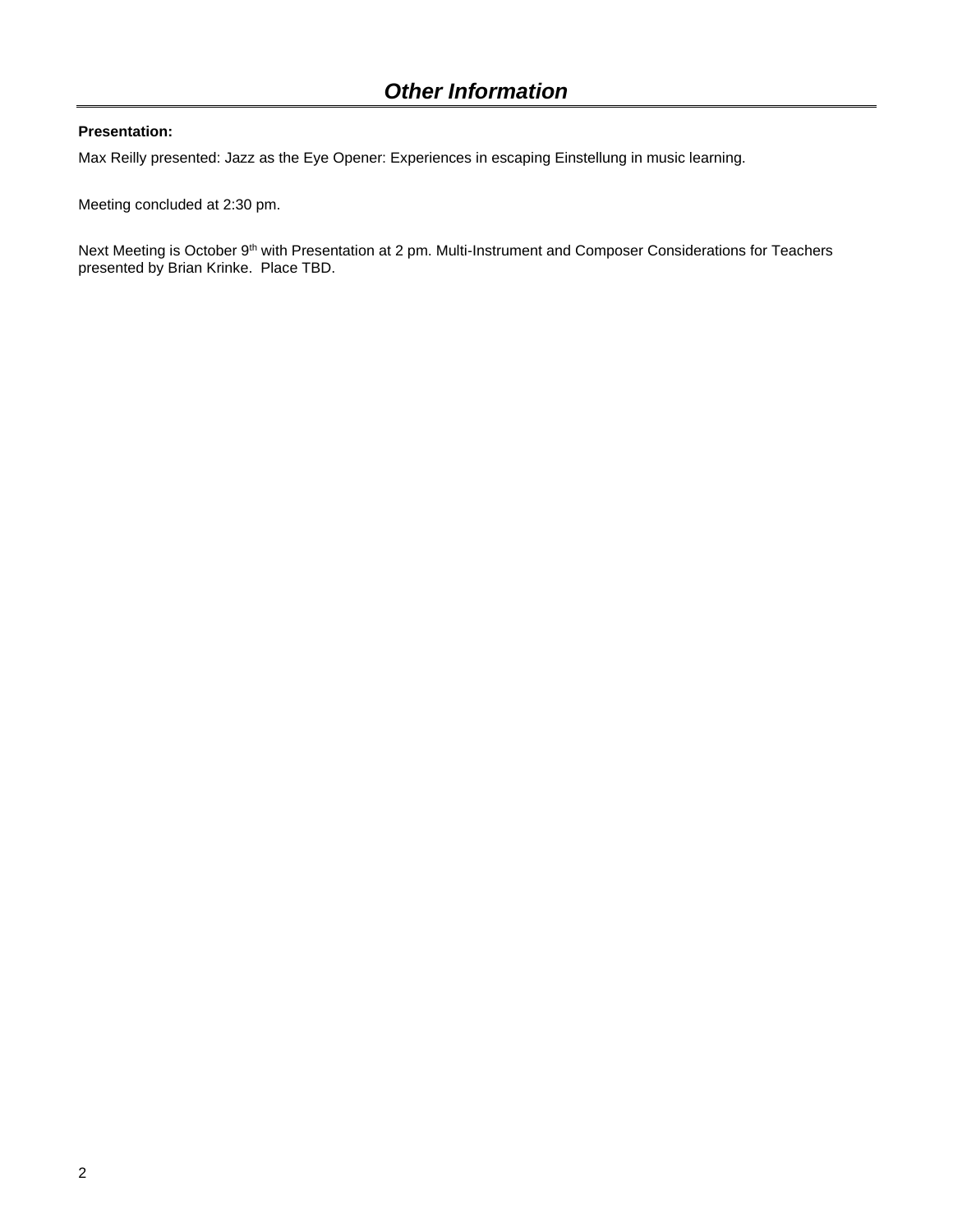## ***Other Information***

**Presentation:**

Max Reilly presented: Jazz as the Eye Opener: Experiences in escaping Einstellung in music learning.

Meeting concluded at 2:30 pm.

Next Meeting is October 9th with Presentation at 2 pm. Multi-Instrument and Composer Considerations for Teachers presented by Brian Krinke. Place TBD.